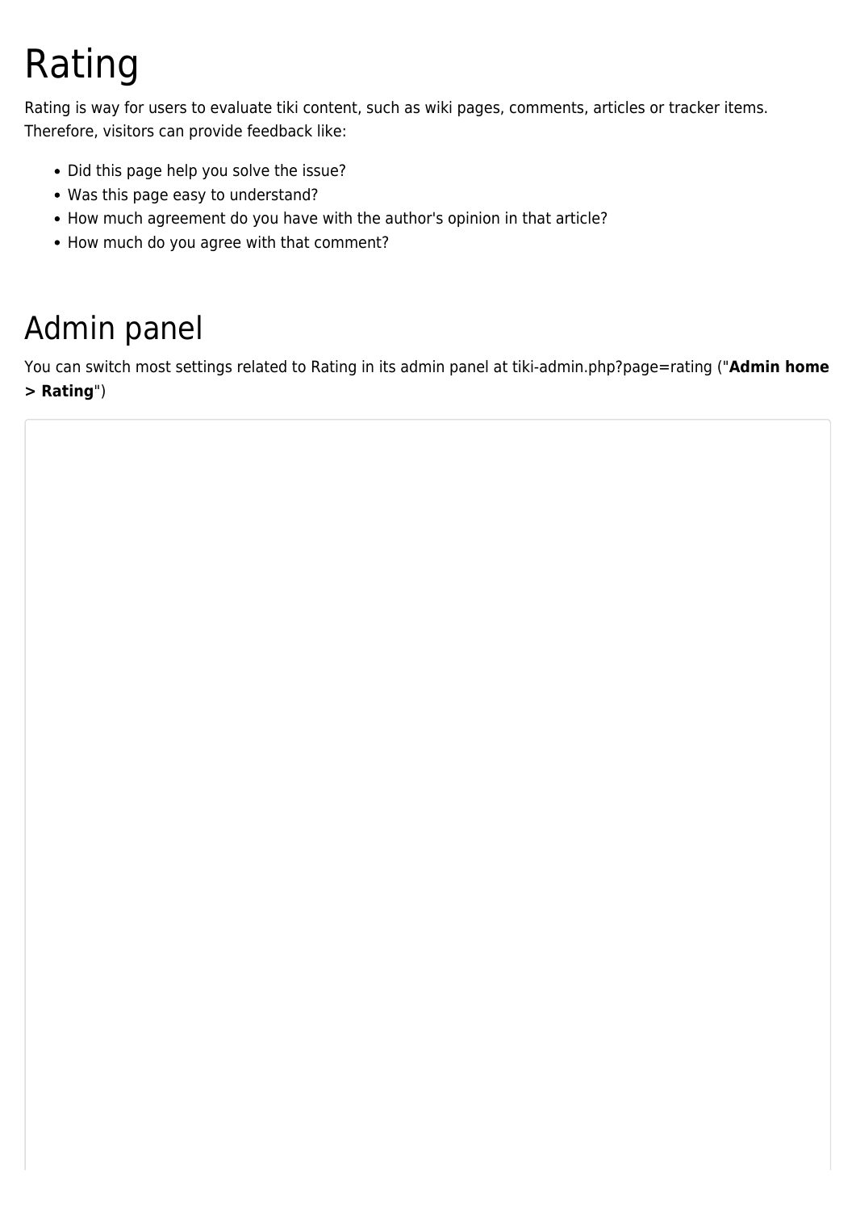# Rating

Rating is way for users to evaluate tiki content, such as wiki pages, comments, articles or tracker items. Therefore, visitors can provide feedback like:

- Did this page help you solve the issue?
- Was this page easy to understand?
- How much agreement do you have with the author's opinion in that article?
- How much do you agree with that comment?

# Admin panel

You can switch most settings related to Rating in its admin panel at tiki-admin.php?page=rating ("**Admin home > Rating**")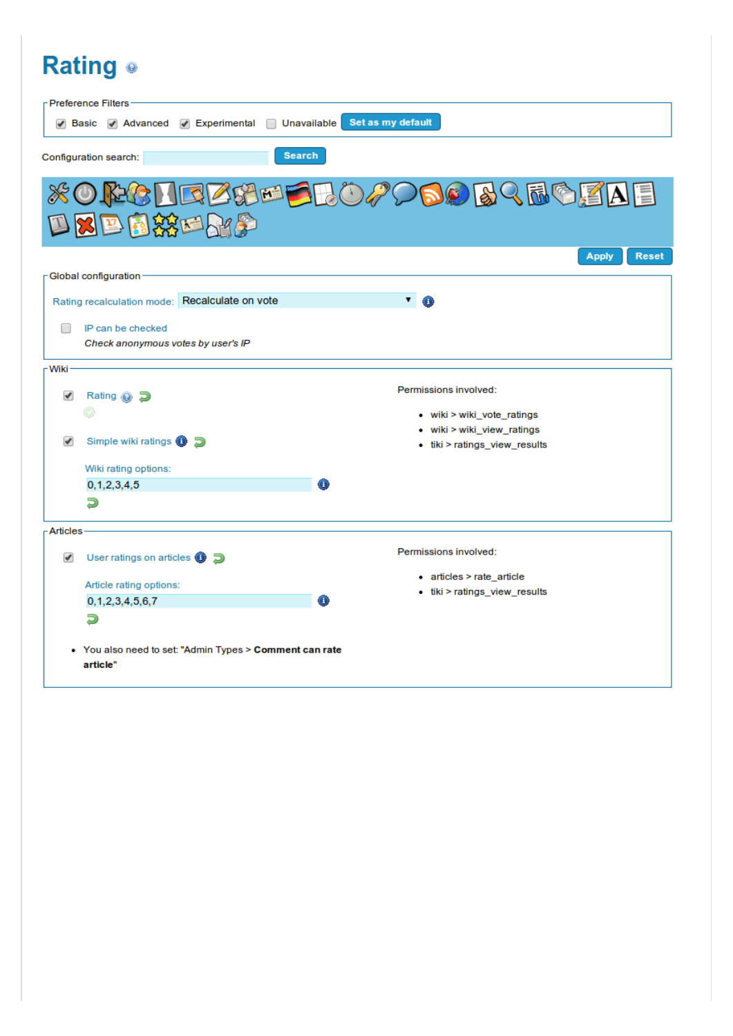# Rating

**Preference Filters**

- [x] Basic
- [x] Advanced
- [x] Experimental
- [ ] Unavailable

Set as my default

Configuration search: Search

Apply Reset

**Global configuration**

Rating recalculation mode: Recalculate on vote

- [ ] IP can be checked

*Check anonymous votes by user's IP*

**Wiki**

- [x] Rating
- [x] Simple wiki ratings

Wiki rating options:

0,1,2,3,4,5

Permissions involved:

- wiki > wiki_vote_ratings
- wiki > wiki_view_ratings
- tiki > ratings_view_results

**Articles**

- [x] User ratings on articles

Article rating options:

0,1,2,3,4,5,6,7

- You also need to set: "Admin Types > **Comment can rate article**"

Permissions involved:

- articles > rate_article
- tiki > ratings_view_results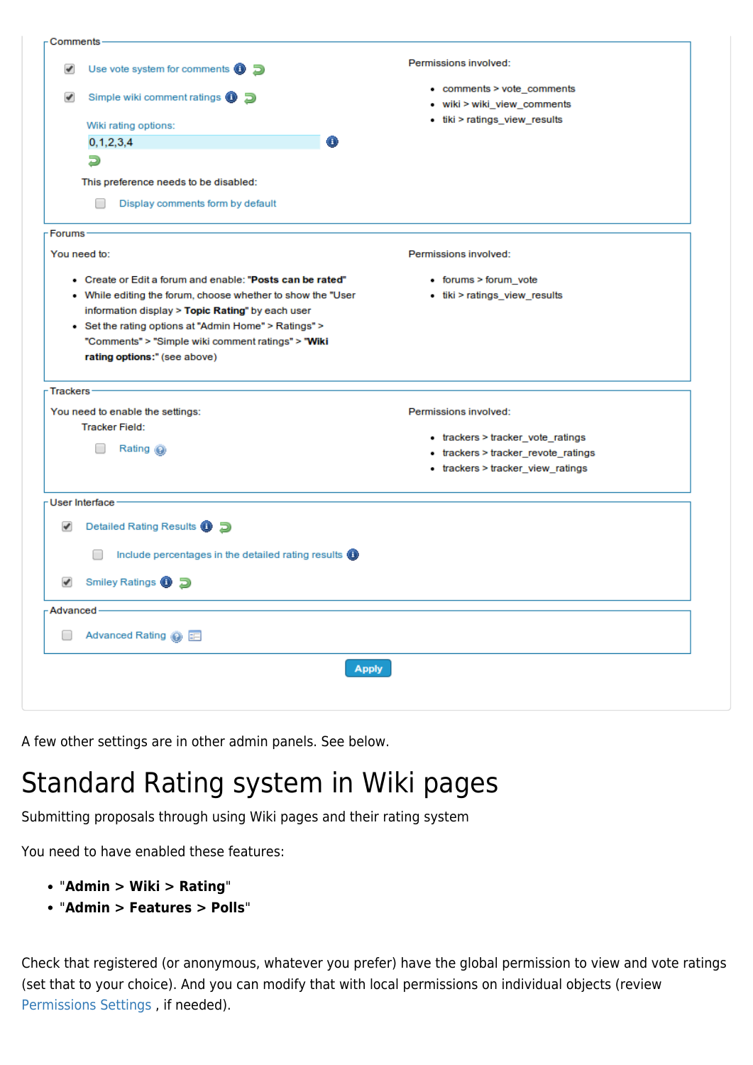Comments

- [x] Use vote system for comments
- [x] Simple wiki comment ratings

Wiki rating options:
0,1,2,3,4

This preference needs to be disabled:

- [ ] Display comments form by default

Permissions involved:

- comments > vote_comments
- wiki > wiki_view_comments
- tiki > ratings_view_results

Forums

You need to:

- Create or Edit a forum and enable: **"Posts can be rated"**
- While editing the forum, choose whether to show the "User information display > **Topic Rating**" by each user
- Set the rating options at "Admin Home" > Ratings" > "Comments" > "Simple wiki comment ratings" > **"Wiki rating options:"** (see above)

Permissions involved:

- forums > forum_vote
- tiki > ratings_view_results

Trackers

You need to enable the settings:

Tracker Field:

- [ ] Rating

Permissions involved:

- trackers > tracker_vote_ratings
- trackers > tracker_revote_ratings
- trackers > tracker_view_ratings

User Interface

- [x] Detailed Rating Results
  - [ ] Include percentages in the detailed rating results
- [x] Smiley Ratings

Advanced

- [ ] Advanced Rating

Apply

A few other settings are in other admin panels. See below.

# Standard Rating system in Wiki pages

Submitting proposals through using Wiki pages and their rating system

You need to have enabled these features:

- "**Admin > Wiki > Rating**"
- "**Admin > Features > Polls**"

Check that registered (or anonymous, whatever you prefer) have the global permission to view and vote ratings (set that to your choice). And you can modify that with local permissions on individual objects (review Permissions Settings , if needed).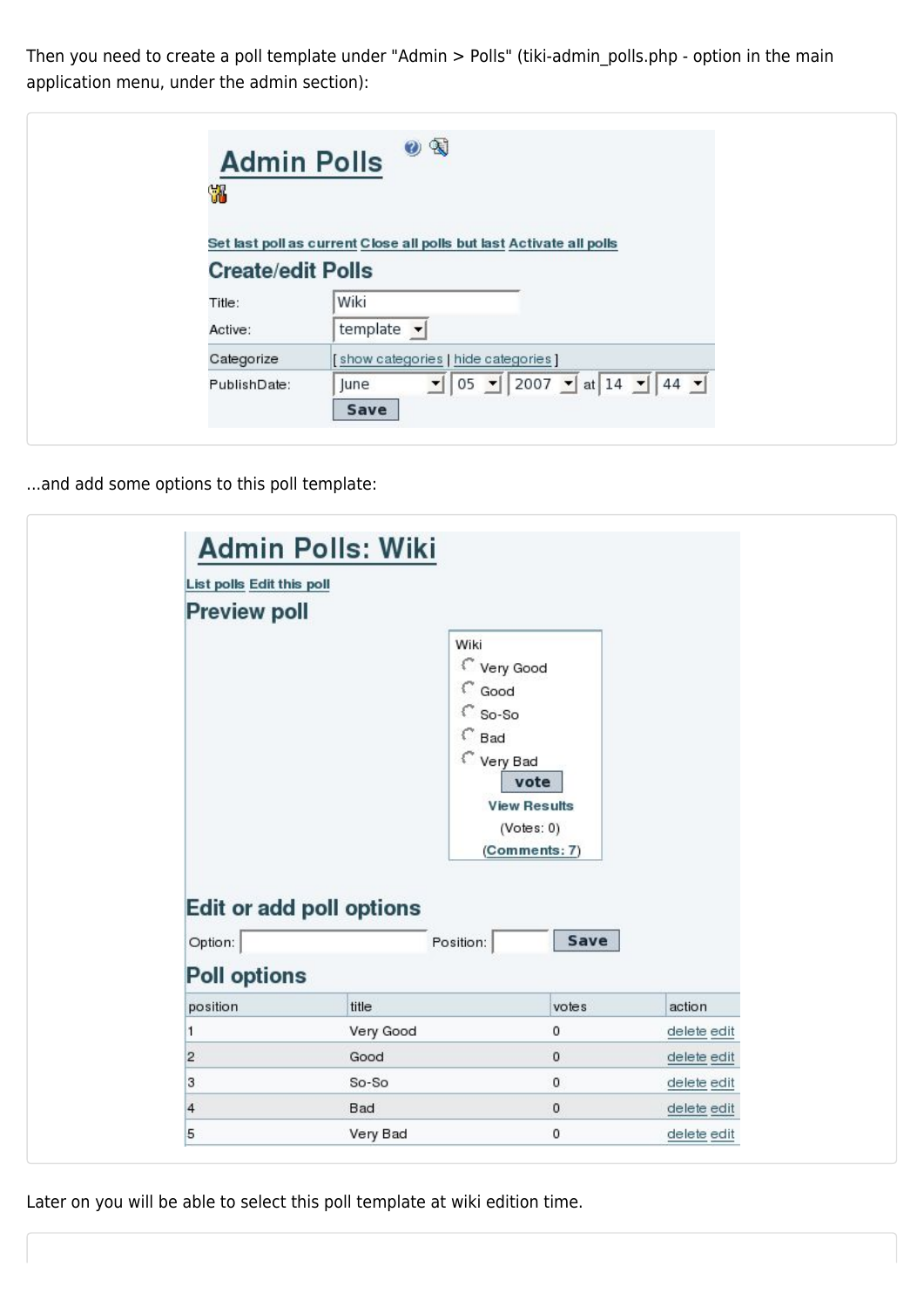Then you need to create a poll template under "Admin > Polls" (tiki-admin_polls.php - option in the main application menu, under the admin section):

# Admin Polls

Set last poll as current Close all polls but last Activate all polls

## Create/edit Polls

| | |
|---|---|
| Title: | Wiki |
| Active: | template |
| Categorize | [ show categories \| hide categories ] |
| PublishDate: | June 05 2007 at 14 44 |
| | Save |

...and add some options to this poll template:

# Admin Polls: Wiki

List polls Edit this poll

## Preview poll

Wiki

- Very Good
- Good
- So-So
- Bad
- Very Bad

vote

View Results

(Votes: 0)

(Comments: 7)

## Edit or add poll options

Option: Position: Save

## Poll options

| position | title | votes | action |
|---|---|---|---|
| 1 | Very Good | 0 | delete edit |
| 2 | Good | 0 | delete edit |
| 3 | So-So | 0 | delete edit |
| 4 | Bad | 0 | delete edit |
| 5 | Very Bad | 0 | delete edit |

Later on you will be able to select this poll template at wiki edition time.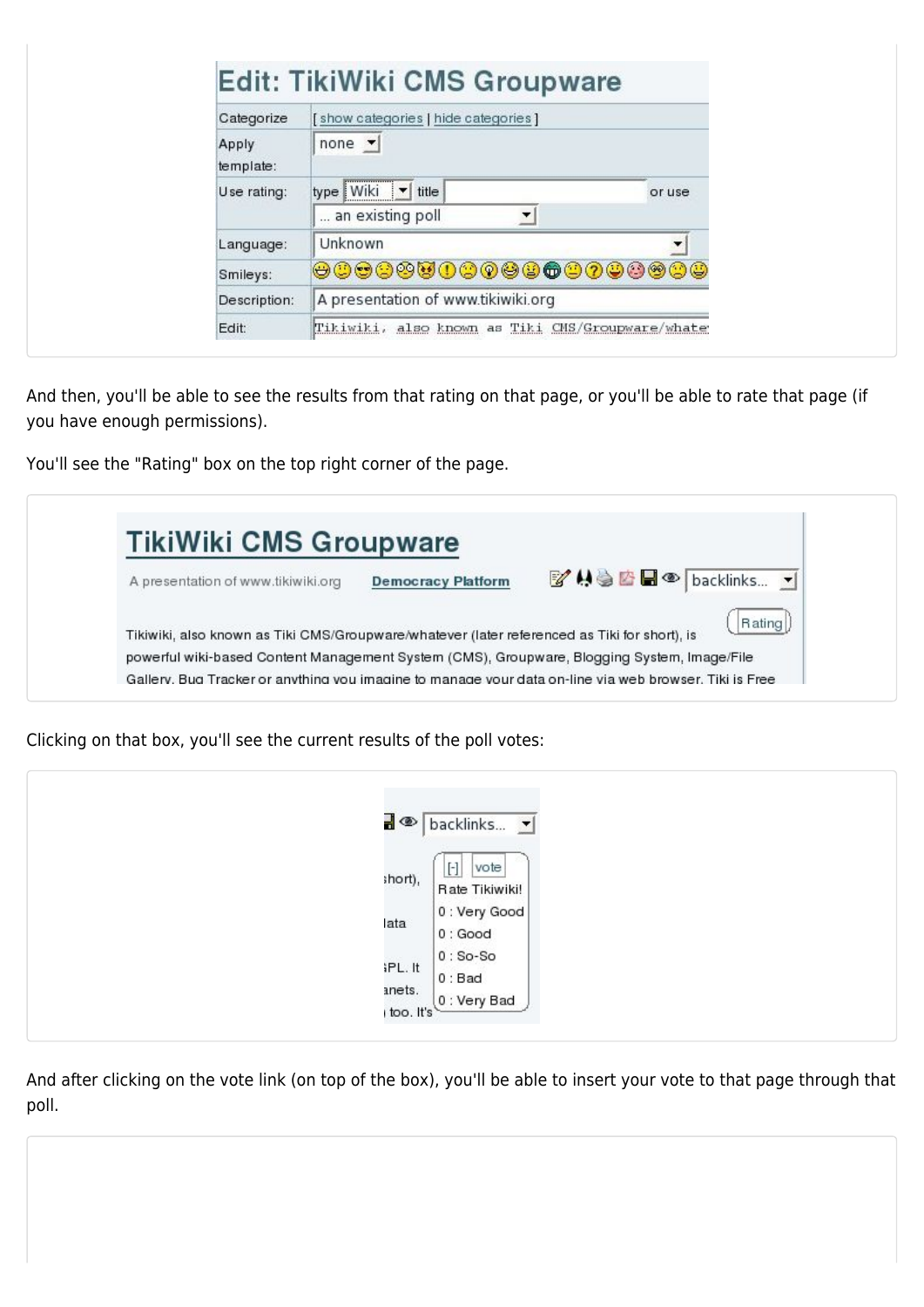And then, you'll be able to see the results from that rating on that page, or you'll be able to rate that page (if you have enough permissions).

You'll see the "Rating" box on the top right corner of the page.

Clicking on that box, you'll see the current results of the poll votes:

And after clicking on the vote link (on top of the box), you'll be able to insert your vote to that page through that poll.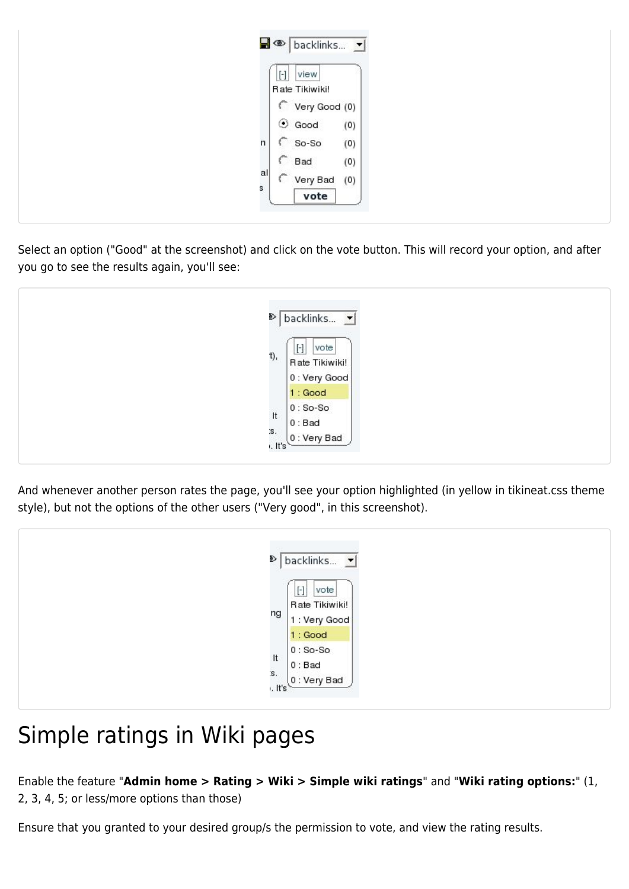Select an option ("Good" at the screenshot) and click on the vote button. This will record your option, and after you go to see the results again, you'll see:

And whenever another person rates the page, you'll see your option highlighted (in yellow in tikineat.css theme style), but not the options of the other users ("Very good", in this screenshot).

# Simple ratings in Wiki pages

Enable the feature "**Admin home > Rating > Wiki > Simple wiki ratings**" and "**Wiki rating options:**" (1, 2, 3, 4, 5; or less/more options than those)

Ensure that you granted to your desired group/s the permission to vote, and view the rating results.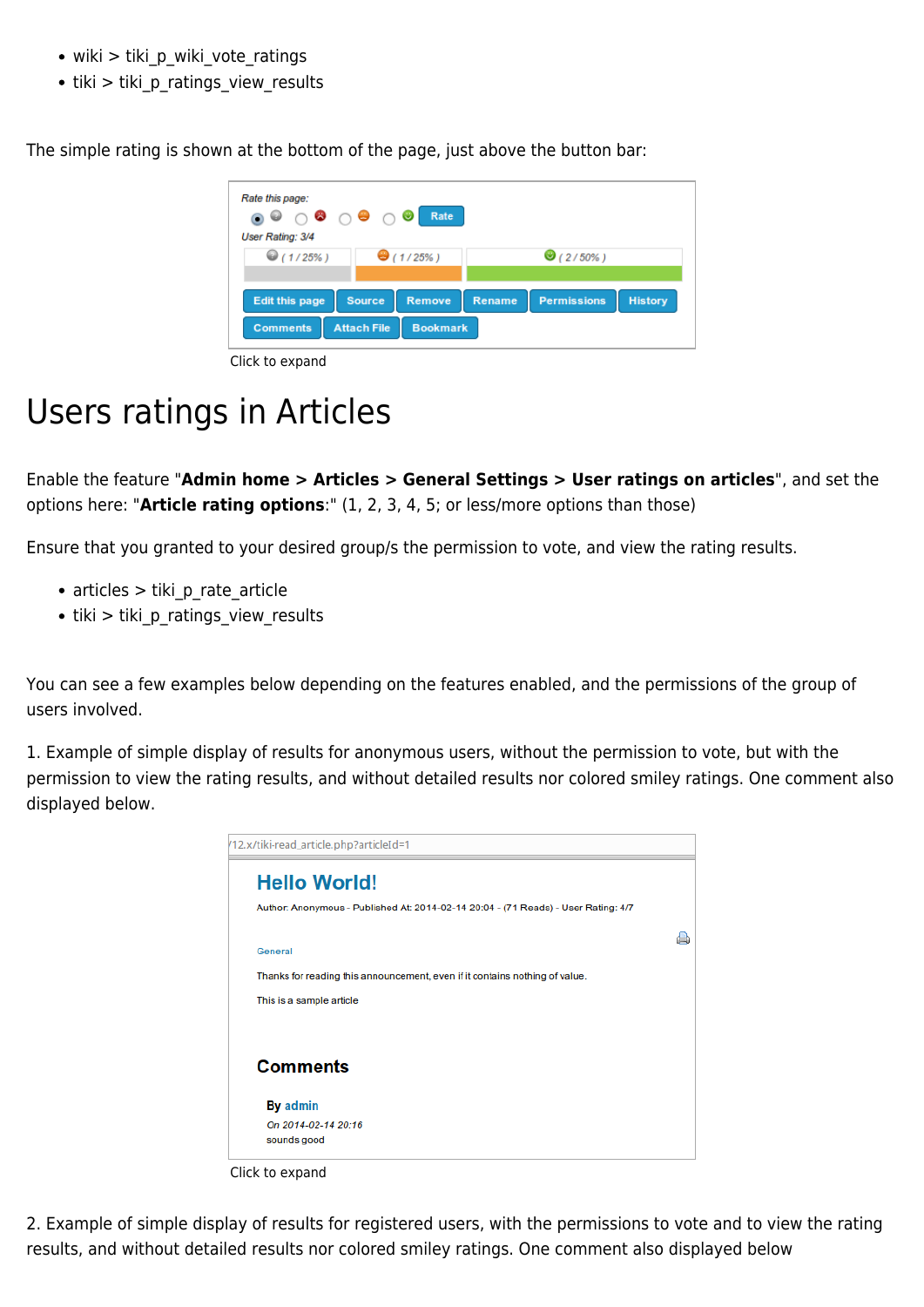- wiki > tiki_p_wiki_vote_ratings
- tiki > tiki_p_ratings_view_results

The simple rating is shown at the bottom of the page, just above the button bar:

Click to expand

# Users ratings in Articles

Enable the feature "**Admin home > Articles > General Settings > User ratings on articles**", and set the options here: "**Article rating options**:" (1, 2, 3, 4, 5; or less/more options than those)

Ensure that you granted to your desired group/s the permission to vote, and view the rating results.

- articles > tiki_p_rate_article
- tiki > tiki_p_ratings_view_results

You can see a few examples below depending on the features enabled, and the permissions of the group of users involved.

1. Example of simple display of results for anonymous users, without the permission to vote, but with the permission to view the rating results, and without detailed results nor colored smiley ratings. One comment also displayed below.

Click to expand

2. Example of simple display of results for registered users, with the permissions to vote and to view the rating results, and without detailed results nor colored smiley ratings. One comment also displayed below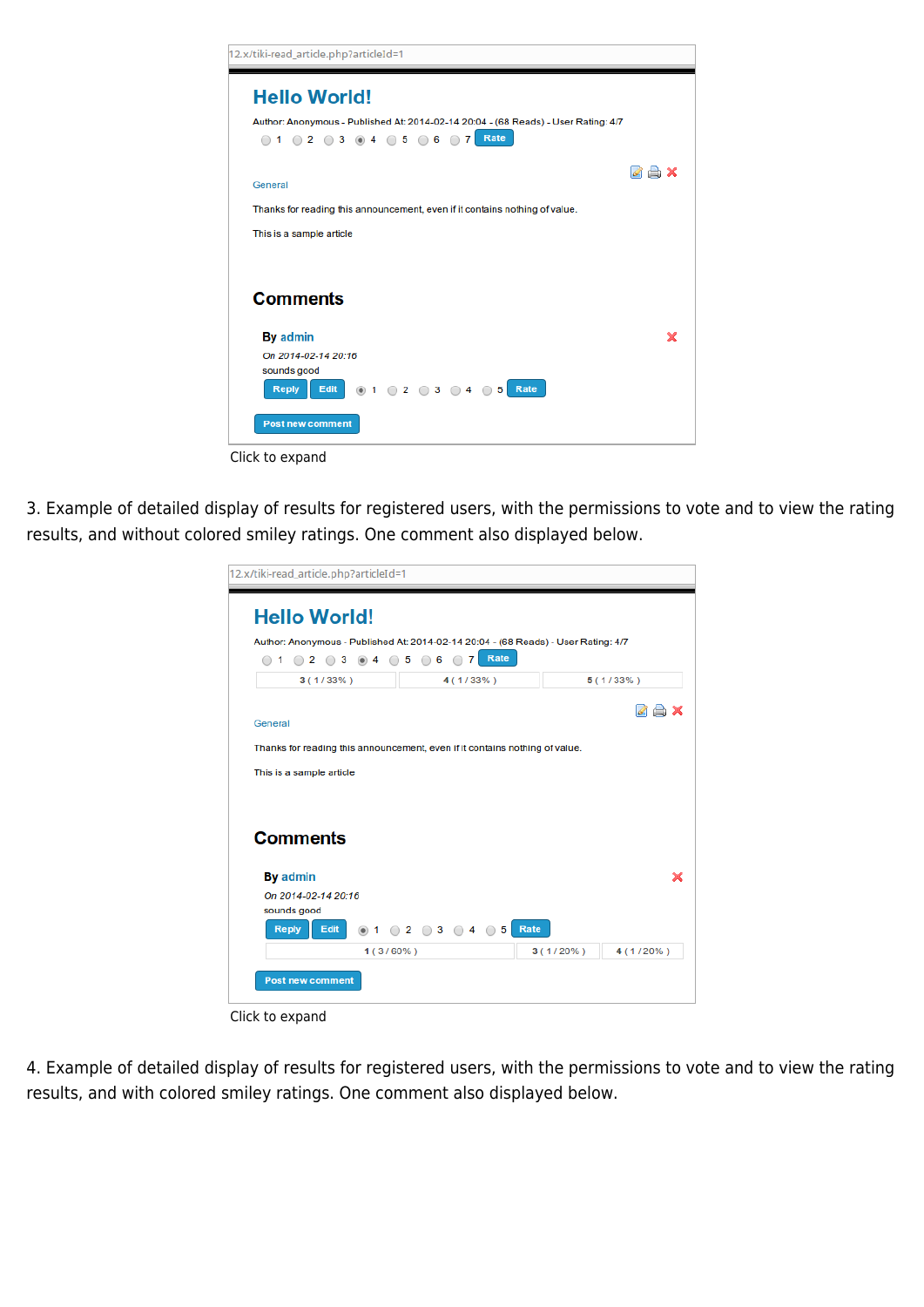Click to expand

3. Example of detailed display of results for registered users, with the permissions to vote and to view the rating results, and without colored smiley ratings. One comment also displayed below.

Click to expand

4. Example of detailed display of results for registered users, with the permissions to vote and to view the rating results, and with colored smiley ratings. One comment also displayed below.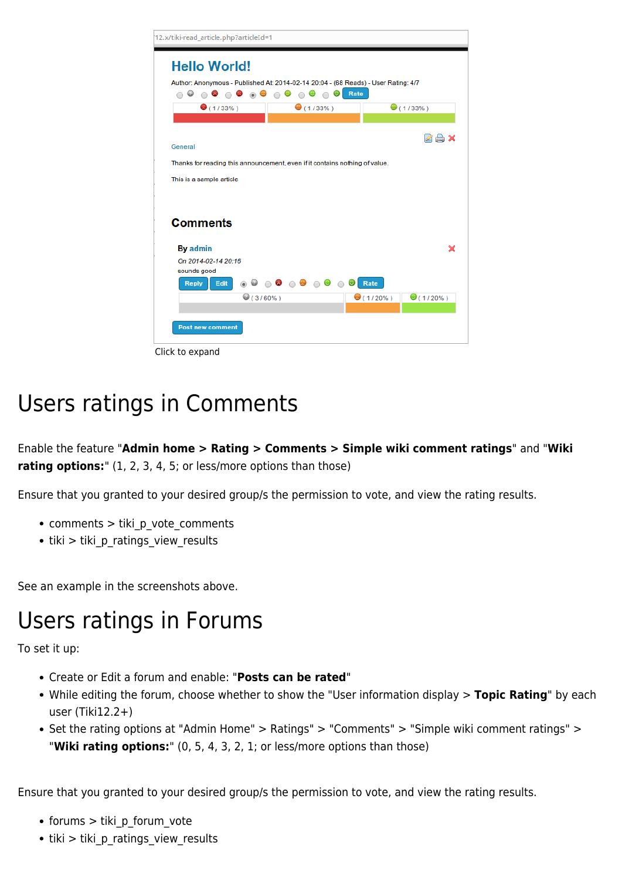Click to expand

# Users ratings in Comments

Enable the feature "**Admin home > Rating > Comments > Simple wiki comment ratings**" and "**Wiki rating options:**" (1, 2, 3, 4, 5; or less/more options than those)

Ensure that you granted to your desired group/s the permission to vote, and view the rating results.

- comments > tiki_p_vote_comments
- tiki > tiki_p_ratings_view_results

See an example in the screenshots above.

# Users ratings in Forums

To set it up:

- Create or Edit a forum and enable: "**Posts can be rated**"
- While editing the forum, choose whether to show the "User information display > **Topic Rating**" by each user (Tiki12.2+)
- Set the rating options at "Admin Home" > Ratings" > "Comments" > "Simple wiki comment ratings" > "**Wiki rating options:**" (0, 5, 4, 3, 2, 1; or less/more options than those)

Ensure that you granted to your desired group/s the permission to vote, and view the rating results.

- forums > tiki_p_forum_vote
- tiki > tiki_p_ratings_view_results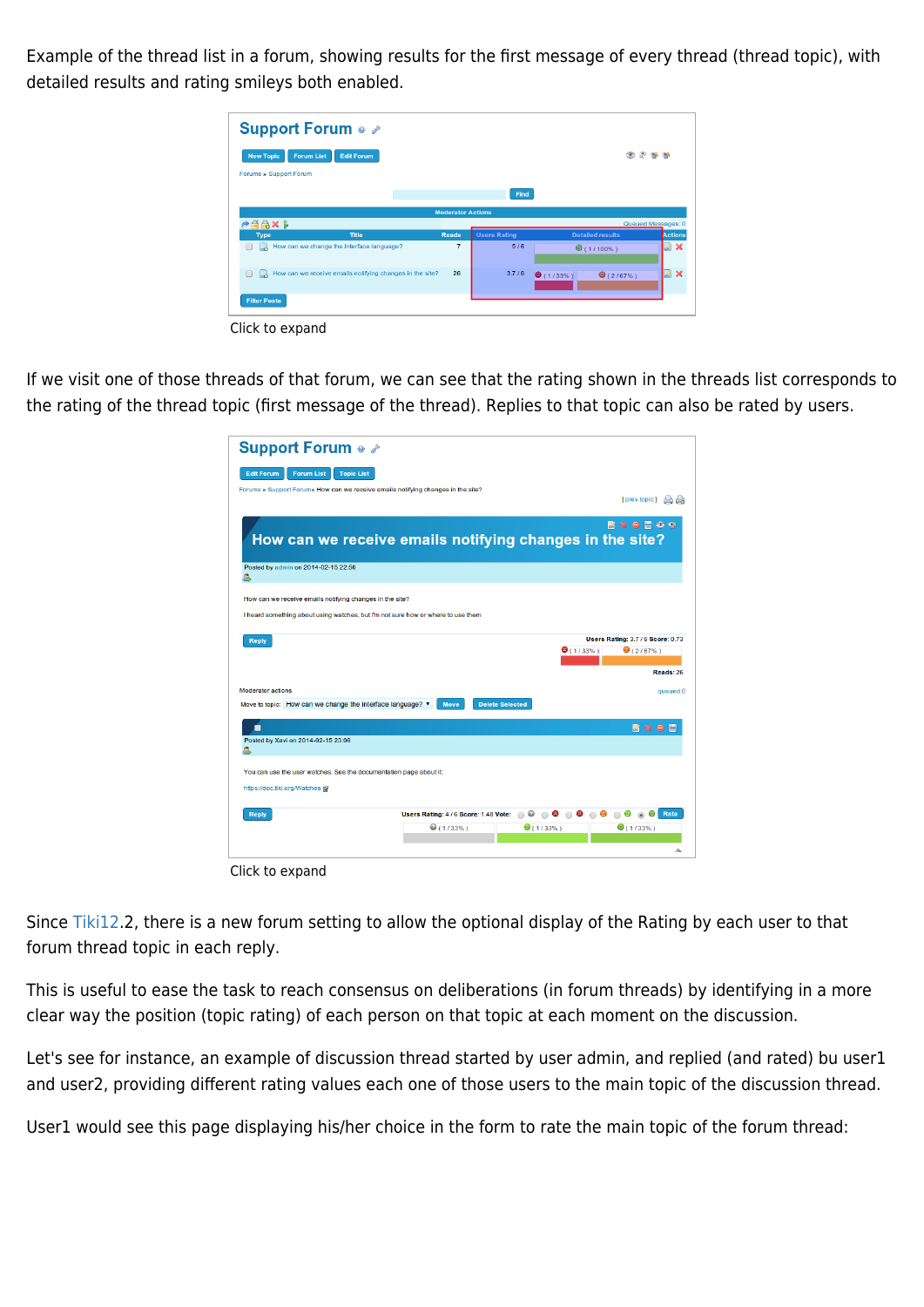Example of the thread list in a forum, showing results for the first message of every thread (thread topic), with detailed results and rating smileys both enabled.

Click to expand

If we visit one of those threads of that forum, we can see that the rating shown in the threads list corresponds to the rating of the thread topic (first message of the thread). Replies to that topic can also be rated by users.

Click to expand

Since Tiki12.2, there is a new forum setting to allow the optional display of the Rating by each user to that forum thread topic in each reply.

This is useful to ease the task to reach consensus on deliberations (in forum threads) by identifying in a more clear way the position (topic rating) of each person on that topic at each moment on the discussion.

Let's see for instance, an example of discussion thread started by user admin, and replied (and rated) bu user1 and user2, providing different rating values each one of those users to the main topic of the discussion thread.

User1 would see this page displaying his/her choice in the form to rate the main topic of the forum thread: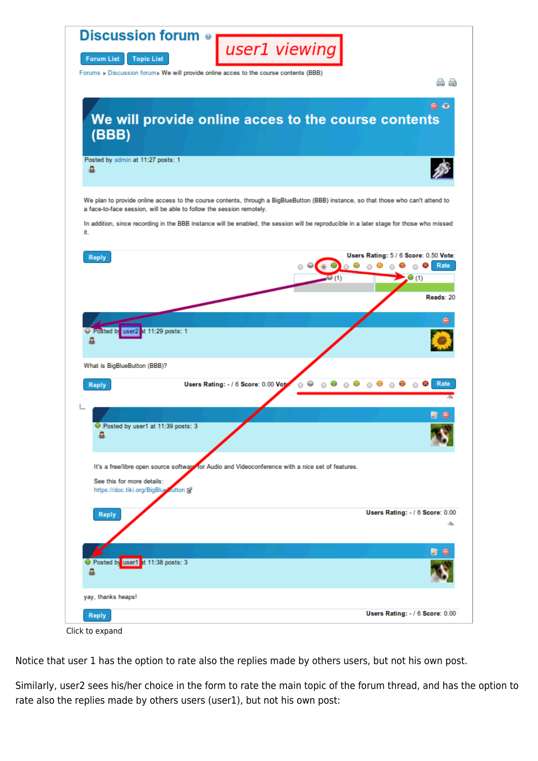Click to expand

Notice that user 1 has the option to rate also the replies made by others users, but not his own post.

Similarly, user2 sees his/her choice in the form to rate the main topic of the forum thread, and has the option to rate also the replies made by others users (user1), but not his own post: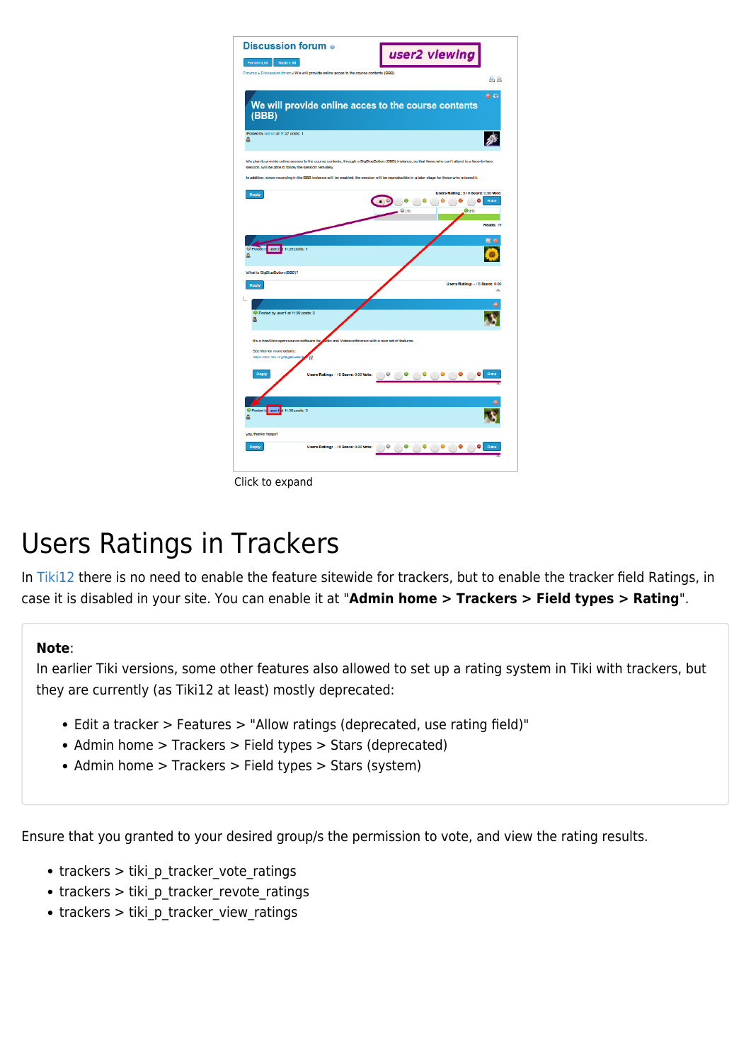Click to expand

# Users Ratings in Trackers

In Tiki12 there is no need to enable the feature sitewide for trackers, but to enable the tracker field Ratings, in case it is disabled in your site. You can enable it at "**Admin home > Trackers > Field types > Rating**".

**Note**:
In earlier Tiki versions, some other features also allowed to set up a rating system in Tiki with trackers, but they are currently (as Tiki12 at least) mostly deprecated:

- Edit a tracker > Features > "Allow ratings (deprecated, use rating field)"
- Admin home > Trackers > Field types > Stars (deprecated)
- Admin home > Trackers > Field types > Stars (system)

Ensure that you granted to your desired group/s the permission to vote, and view the rating results.

- trackers > tiki_p_tracker_vote_ratings
- trackers > tiki_p_tracker_revote_ratings
- trackers > tiki_p_tracker_view_ratings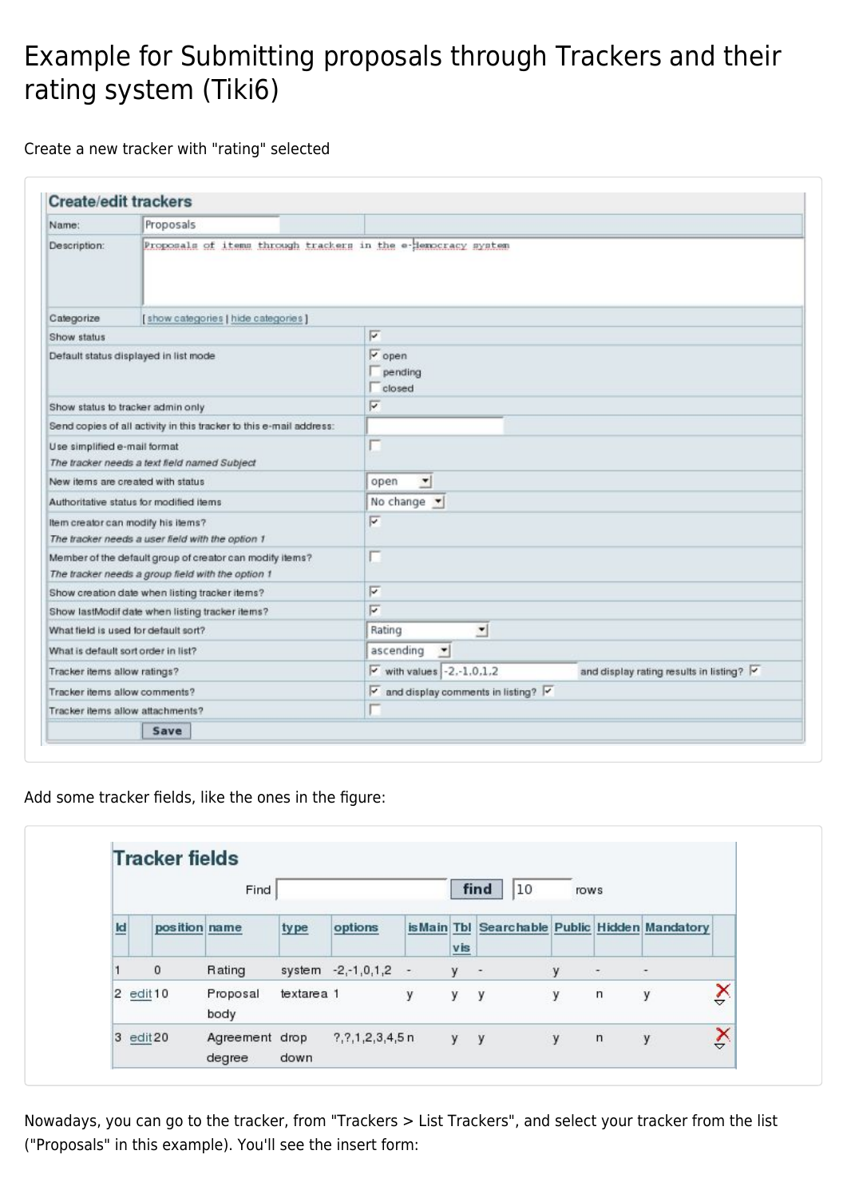# Example for Submitting proposals through Trackers and their rating system (Tiki6)

Create a new tracker with "rating" selected

| Create/edit trackers | | |
|---|---|---|
| Name: | Proposals | |
| Description: | Proposals of items through trackers in the e-democracy system | |
| Categorize | [ show categories \| hide categories ] | |
| Show status | | ☑ |
| Default status displayed in list mode | | ☑ open ☐ pending ☐ closed |
| Show status to tracker admin only | | ☑ |
| Send copies of all activity in this tracker to this e-mail address: | | |
| Use simplified e-mail format *The tracker needs a text field named Subject* | | ☐ |
| New items are created with status | | open |
| Authoritative status for modified items | | No change |
| Item creator can modify his items? *The tracker needs a user field with the option 1* | | ☑ |
| Member of the default group of creator can modify items? *The tracker needs a group field with the option 1* | | ☐ |
| Show creation date when listing tracker items? | | ☑ |
| Show lastModif date when listing tracker items? | | ☑ |
| What field is used for default sort? | | Rating |
| What is default sort order in list? | | ascending |
| Tracker items allow ratings? | | ☑ with values -2,-1,0,1,2 and display rating results in listing? ☑ |
| Tracker items allow comments? | | ☑ and display comments in listing? ☑ |
| Tracker items allow attachments? | | ☐ |
| | Save | |

Add some tracker fields, like the ones in the figure:

**Tracker fields**

Find [ ] find 10 rows

| Id | | position | name | type | options | isMain | Tbl vis | Searchable | Public | Hidden | Mandatory | |
|---|---|---|---|---|---|---|---|---|---|---|---|---|
| 1 | | 0 | Rating | system | -2,-1,0,1,2 | - | y | - | y | - | - | |
| 2 | edit | 10 | Proposal body | textarea | 1 | y | y | y | y | n | y | ✗ |
| 3 | edit | 20 | Agreement degree | drop down | ?,?,1,2,3,4,5 | n | y | y | y | n | y | ✗ |

Nowadays, you can go to the tracker, from "Trackers > List Trackers", and select your tracker from the list ("Proposals" in this example). You'll see the insert form: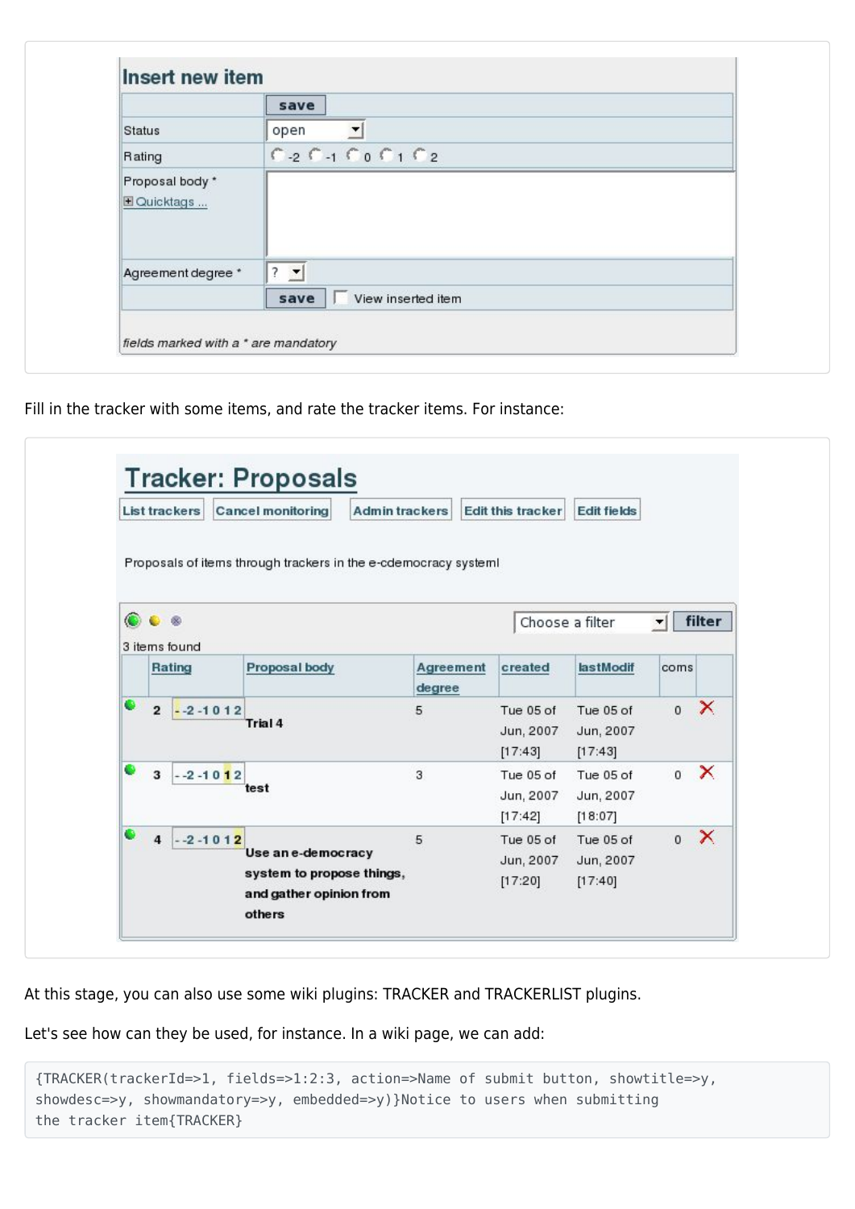## Insert new item

| | save |
|---|---|
| Status | open |
| Rating | -2 -1 0 1 2 |
| Proposal body * <br> Quicktags ... | |
| Agreement degree * | ? |
| | save View inserted item |

*fields marked with a * are mandatory*

Fill in the tracker with some items, and rate the tracker items. For instance:

# Tracker: Proposals

List trackers | Cancel monitoring | Admin trackers | Edit this tracker | Edit fields

Proposals of items through trackers in the e-cdemocracy systeml

Choose a filter | filter

3 items found

| | Rating | Proposal body | Agreement degree | created | lastModif | coms | |
|---|---|---|---|---|---|---|---|
| 2 | - -2 -1 0 1 2 | Trial 4 | 5 | Tue 05 of Jun, 2007 [17:43] | Tue 05 of Jun, 2007 [17:43] | 0 | X |
| 3 | - -2 -1 0 1 2 | test | 3 | Tue 05 of Jun, 2007 [17:42] | Tue 05 of Jun, 2007 [18:07] | 0 | X |
| 4 | - -2 -1 0 1 2 | Use an e-democracy system to propose things, and gather opinion from others | 5 | Tue 05 of Jun, 2007 [17:20] | Tue 05 of Jun, 2007 [17:40] | 0 | X |

At this stage, you can also use some wiki plugins: TRACKER and TRACKERLIST plugins.

Let's see how can they be used, for instance. In a wiki page, we can add:

```
{TRACKER(trackerId=>1, fields=>1:2:3, action=>Name of submit button, showtitle=>y,
showdesc=>y, showmandatory=>y, embedded=>y)}Notice to users when submitting
the tracker item{TRACKER}
```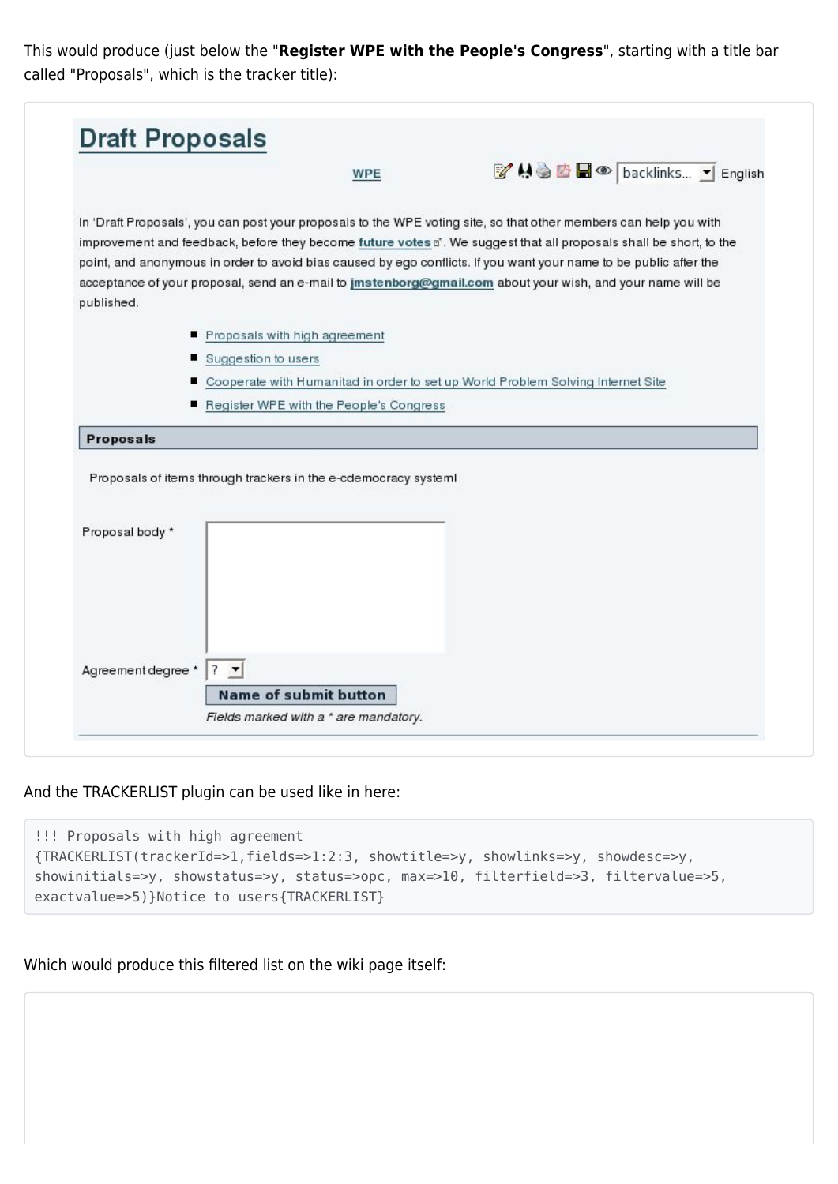This would produce (just below the "**Register WPE with the People's Congress**", starting with a title bar called "Proposals", which is the tracker title):

# Draft Proposals

WPE

backlinks... English

In 'Draft Proposals', you can post your proposals to the WPE voting site, so that other members can help you with improvement and feedback, before they become **future votes**. We suggest that all proposals shall be short, to the point, and anonymous in order to avoid bias caused by ego conflicts. If you want your name to be public after the acceptance of your proposal, send an e-mail to **jmstenborg@gmail.com** about your wish, and your name will be published.

- Proposals with high agreement
- Suggestion to users
- Cooperate with Humanitad in order to set up World Problem Solving Internet Site
- Register WPE with the People's Congress

**Proposals**

Proposals of items through trackers in the e-cdemocracy systeml

Proposal body *

Agreement degree * ?

**Name of submit button**

*Fields marked with a * are mandatory.*

And the TRACKERLIST plugin can be used like in here:

```
!!! Proposals with high agreement
{TRACKERLIST(trackerId=>1,fields=>1:2:3, showtitle=>y, showlinks=>y, showdesc=>y,
showinitials=>y, showstatus=>y, status=>opc, max=>10, filterfield=>3, filtervalue=>5,
exactvalue=>5)}Notice to users{TRACKERLIST}
```

Which would produce this filtered list on the wiki page itself: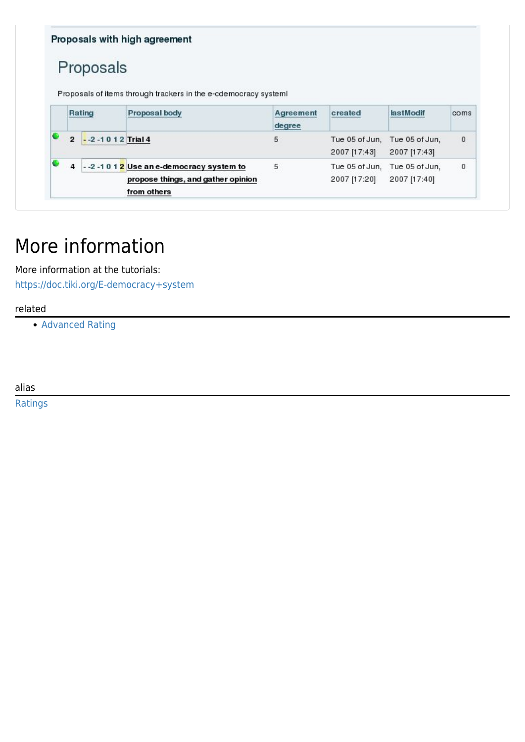Proposals with high agreement

## Proposals

Proposals of items through trackers in the e-cdemocracy systeml

| | Rating | | Proposal body | Agreement degree | created | lastModif | coms |
|---|---|---|---|---|---|---|---|
| | 2 | - -2 -1 0 1 2 | Trial 4 | 5 | Tue 05 of Jun, 2007 [17:43] | Tue 05 of Jun, 2007 [17:43] | 0 |
| | 4 | - -2 -1 0 1 2 | Use an e-democracy system to propose things, and gather opinion from others | 5 | Tue 05 of Jun, 2007 [17:20] | Tue 05 of Jun, 2007 [17:40] | 0 |

# More information

More information at the tutorials:
https://doc.tiki.org/E-democracy+system

related

- Advanced Rating

alias

Ratings